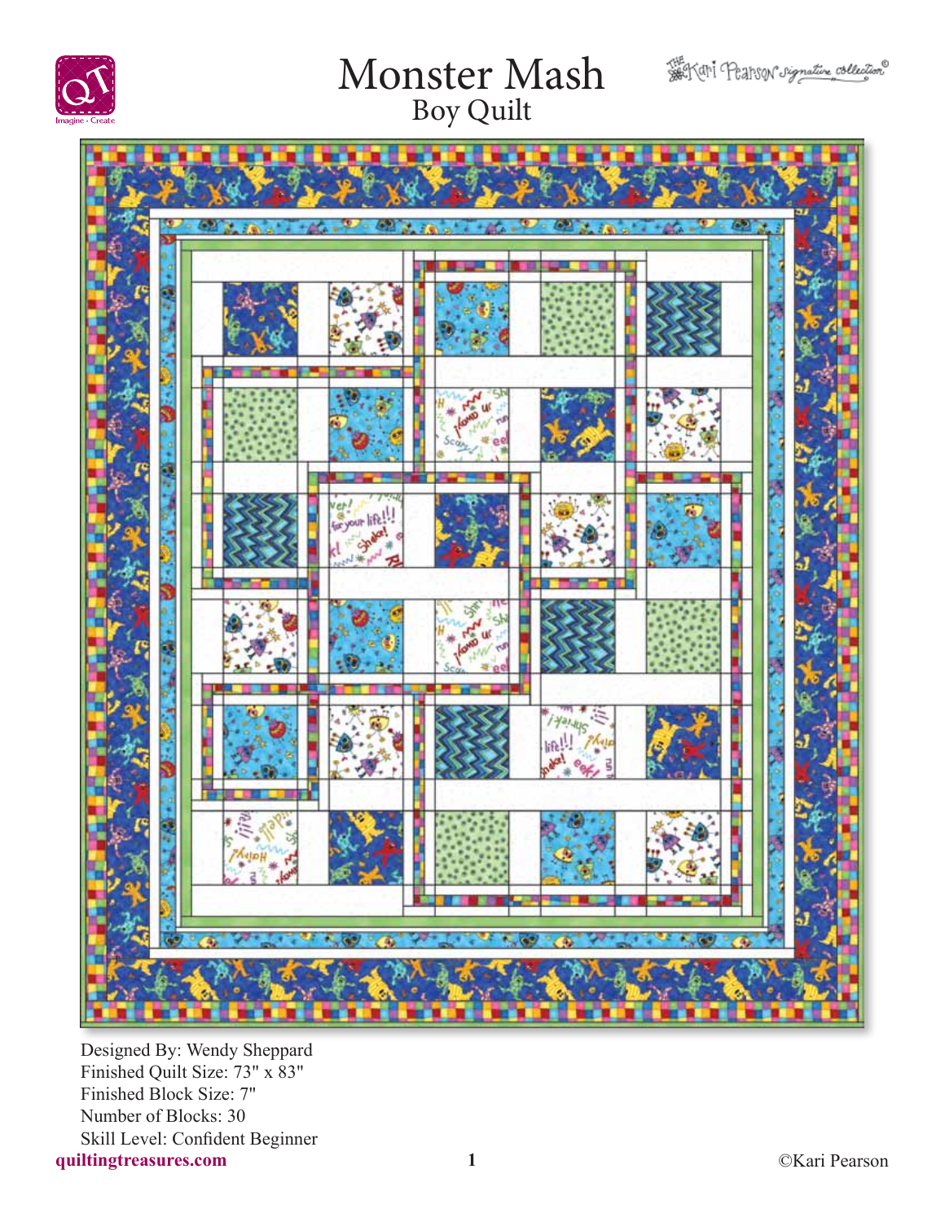# Monster Mash

## Boy Quilt

Designed By: Wendy Sheppard
Finished Quilt Size: 73" x 83"
Finished Block Size: 7"
Number of Blocks: 30
Skill Level: Confident Beginner

quiltingtreasures.com

©Kari Pearson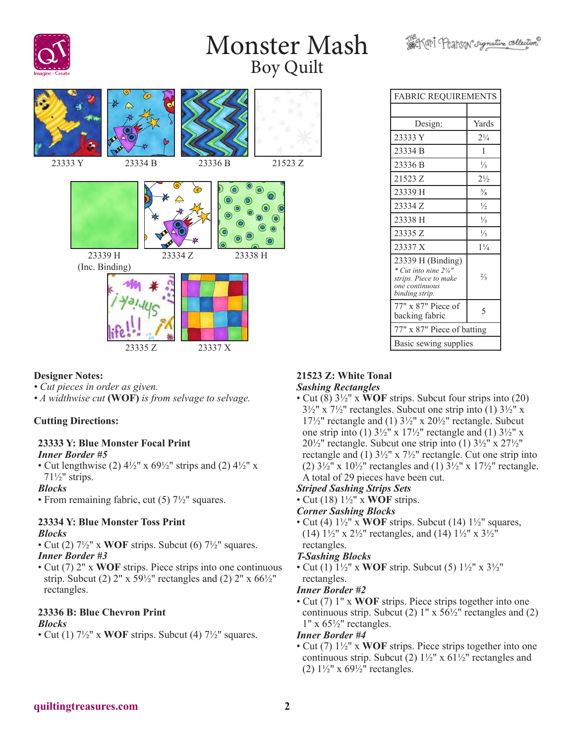# Monster Mash

## Boy Quilt

23333 Y | 23334 B | 23336 B | 21523 Z

23339 H (Inc. Binding) | 23334 Z | 23338 H

23335 Z | 23337 X

| FABRIC REQUIREMENTS | |
|---|---|
| | |
| Design: | Yards |
| 23333 Y | 2¼ |
| 23334 B | 1 |
| 23336 B | ⅓ |
| 21523 Z | 2½ |
| 23339 H | ⅜ |
| 23334 Z | ½ |
| 23338 H | ⅓ |
| 23335 Z | ⅓ |
| 23337 X | 1¼ |
| 23339 H (Binding) *\* Cut into nine 2¼" strips. Piece to make one continuous binding strip.* | ⅔ |
| 77" x 87" Piece of backing fabric | 5 |
| 77" x 87" Piece of batting | |
| Basic sewing supplies | |

**Designer Notes:**

- *Cut pieces in order as given.*
- *A widthwise cut* **(WOF)** *is from selvage to selvage.*

**Cutting Directions:**

**23333 Y: Blue Monster Focal Print**

***Inner Border #5***

- Cut lengthwise (2) 4½" x 69½" strips and (2) 4½" x 71½" strips.

***Blocks***

- From remaining fabric, cut (5) 7½" squares.

**23334 Y: Blue Monster Toss Print**

***Blocks***

- Cut (2) 7½" x **WOF** strips. Subcut (6) 7½" squares.

***Inner Border #3***

- Cut (7) 2" x **WOF** strips. Piece strips into one continuous strip. Subcut (2) 2" x 59½" rectangles and (2) 2" x 66½" rectangles.

**23336 B: Blue Chevron Print**

***Blocks***

- Cut (1) 7½" x **WOF** strips. Subcut (4) 7½" squares.

**21523 Z: White Tonal**

***Sashing Rectangles***

- Cut (8) 3½" x **WOF** strips. Subcut four strips into (20) 3½" x 7½" rectangles. Subcut one strip into (1) 3½" x 17½" rectangle and (1) 3½" x 20½" rectangle. Subcut one strip into (1) 3½" x 17½" rectangle and (1) 3½" x 20½" rectangle. Subcut one strip into (1) 3½" x 27½" rectangle and (1) 3½" x 7½" rectangle. Cut one strip into (2) 3½" x 10½" rectangles and (1) 3½" x 17½" rectangle. A total of 29 pieces have been cut.

***Striped Sashing Strips Sets***

- Cut (18) 1½" x **WOF** strips.

***Corner Sashing Blocks***

- Cut (4) 1½" x **WOF** strips. Subcut (14) 1½" squares, (14) 1½" x 2½" rectangles, and (14) 1½" x 3½" rectangles.

***T-Sashing Blocks***

- Cut (1) 1½" x **WOF** strip. Subcut (5) 1½" x 3½" rectangles.

***Inner Border #2***

- Cut (7) 1" x **WOF** strips. Piece strips together into one continuous strip. Subcut (2) 1" x 56½" rectangles and (2) 1" x 65½" rectangles.

***Inner Border #4***

- Cut (7) 1½" x **WOF** strips. Piece strips together into one continuous strip. Subcut (2) 1½" x 61½" rectangles and (2) 1½" x 69½" rectangles.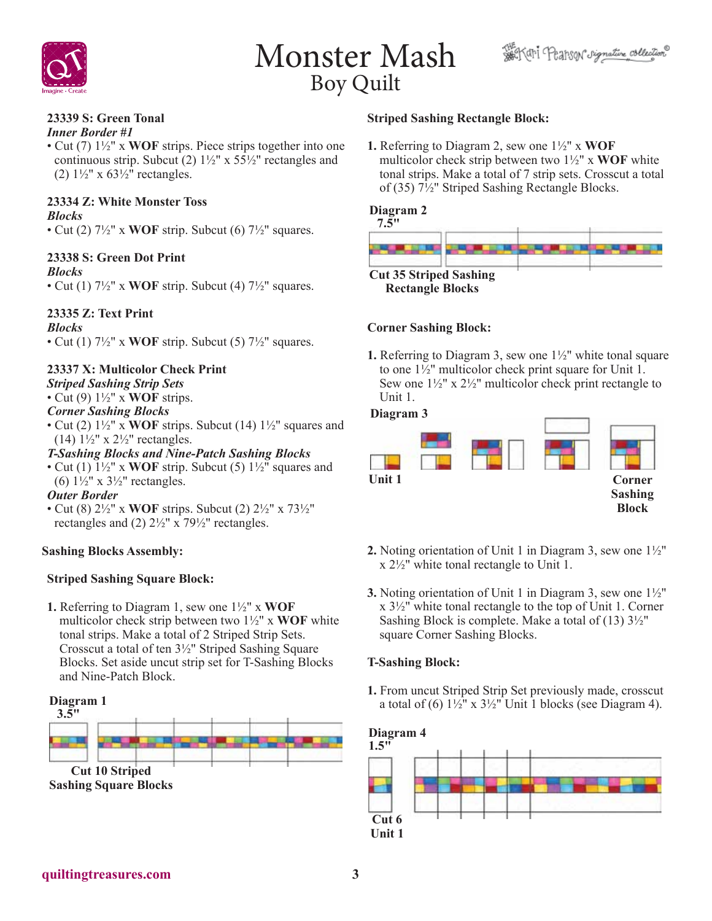# Monster Mash
## Boy Quilt

**23339 S: Green Tonal**

***Inner Border #1***

- Cut (7) 1½" x **WOF** strips. Piece strips together into one continuous strip. Subcut (2) 1½" x 55½" rectangles and (2) 1½" x 63½" rectangles.

**23334 Z: White Monster Toss**

***Blocks***

- Cut (2) 7½" x **WOF** strip. Subcut (6) 7½" squares.

**23338 S: Green Dot Print**

***Blocks***

- Cut (1) 7½" x **WOF** strip. Subcut (4) 7½" squares.

**23335 Z: Text Print**

***Blocks***

- Cut (1) 7½" x **WOF** strip. Subcut (5) 7½" squares.

**23337 X: Multicolor Check Print**

***Striped Sashing Strip Sets***

- Cut (9) 1½" x **WOF** strips.

***Corner Sashing Blocks***

- Cut (2) 1½" x **WOF** strips. Subcut (14) 1½" squares and (14) 1½" x 2½" rectangles.

***T-Sashing Blocks and Nine-Patch Sashing Blocks***

- Cut (1) 1½" x **WOF** strip. Subcut (5) 1½" squares and (6) 1½" x 3½" rectangles.

***Outer Border***

- Cut (8) 2½" x **WOF** strips. Subcut (2) 2½" x 73½" rectangles and (2) 2½" x 79½" rectangles.

### Sashing Blocks Assembly:

**Striped Sashing Square Block:**

**1.** Referring to Diagram 1, sew one 1½" x **WOF** multicolor check strip between two 1½" x **WOF** white tonal strips. Make a total of 2 Striped Strip Sets. Crosscut a total of ten 3½" Striped Sashing Square Blocks. Set aside uncut strip set for T-Sashing Blocks and Nine-Patch Block.

**Diagram 1**

**3.5"**

**Cut 10 Striped Sashing Square Blocks**

**Striped Sashing Rectangle Block:**

**1.** Referring to Diagram 2, sew one 1½" x **WOF** multicolor check strip between two 1½" x **WOF** white tonal strips. Make a total of 7 strip sets. Crosscut a total of (35) 7½" Striped Sashing Rectangle Blocks.

**Diagram 2**

**7.5"**

**Cut 35 Striped Sashing Rectangle Blocks**

**Corner Sashing Block:**

**1.** Referring to Diagram 3, sew one 1½" white tonal square to one 1½" multicolor check print square for Unit 1. Sew one 1½" x 2½" multicolor check print rectangle to Unit 1.

**Diagram 3**

**Unit 1**

**Corner Sashing Block**

**2.** Noting orientation of Unit 1 in Diagram 3, sew one 1½" x 2½" white tonal rectangle to Unit 1.

**3.** Noting orientation of Unit 1 in Diagram 3, sew one 1½" x 3½" white tonal rectangle to the top of Unit 1. Corner Sashing Block is complete. Make a total of (13) 3½" square Corner Sashing Blocks.

**T-Sashing Block:**

**1.** From uncut Striped Strip Set previously made, crosscut a total of (6) 1½" x 3½" Unit 1 blocks (see Diagram 4).

**Diagram 4**

**1.5"**

**Cut 6 Unit 1**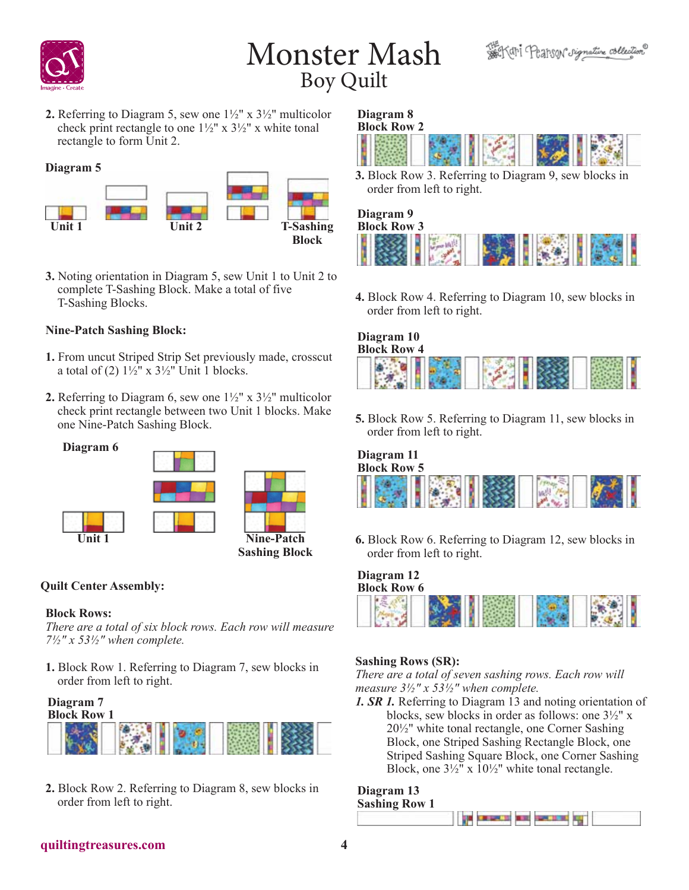2. Referring to Diagram 5, sew one 1½" x 3½" multicolor check print rectangle to one 1½" x 3½" x white tonal rectangle to form Unit 2.

**Diagram 5**

Unit 1 · Unit 2 · T-Sashing Block

3. Noting orientation in Diagram 5, sew Unit 1 to Unit 2 to complete T-Sashing Block. Make a total of five T-Sashing Blocks.

**Nine-Patch Sashing Block:**

1. From uncut Striped Strip Set previously made, crosscut a total of (2) 1½" x 3½" Unit 1 blocks.

2. Referring to Diagram 6, sew one 1½" x 3½" multicolor check print rectangle between two Unit 1 blocks. Make one Nine-Patch Sashing Block.

**Diagram 6**

Unit 1 · Nine-Patch Sashing Block

**Quilt Center Assembly:**

**Block Rows:**

*There are a total of six block rows. Each row will measure 7½" x 53½" when complete.*

1. Block Row 1. Referring to Diagram 7, sew blocks in order from left to right.

**Diagram 7**
**Block Row 1**

2. Block Row 2. Referring to Diagram 8, sew blocks in order from left to right.

**Diagram 8**
**Block Row 2**

3. Block Row 3. Referring to Diagram 9, sew blocks in order from left to right.

**Diagram 9**
**Block Row 3**

4. Block Row 4. Referring to Diagram 10, sew blocks in order from left to right.

**Diagram 10**
**Block Row 4**

5. Block Row 5. Referring to Diagram 11, sew blocks in order from left to right.

**Diagram 11**
**Block Row 5**

6. Block Row 6. Referring to Diagram 12, sew blocks in order from left to right.

**Diagram 12**
**Block Row 6**

**Sashing Rows (SR):**

*There are a total of seven sashing rows. Each row will measure 3½" x 53½" when complete.*

***1. SR 1.*** Referring to Diagram 13 and noting orientation of blocks, sew blocks in order as follows: one 3½" x 20½" white tonal rectangle, one Corner Sashing Block, one Striped Sashing Rectangle Block, one Striped Sashing Square Block, one Corner Sashing Block, one 3½" x 10½" white tonal rectangle.

**Diagram 13**
**Sashing Row 1**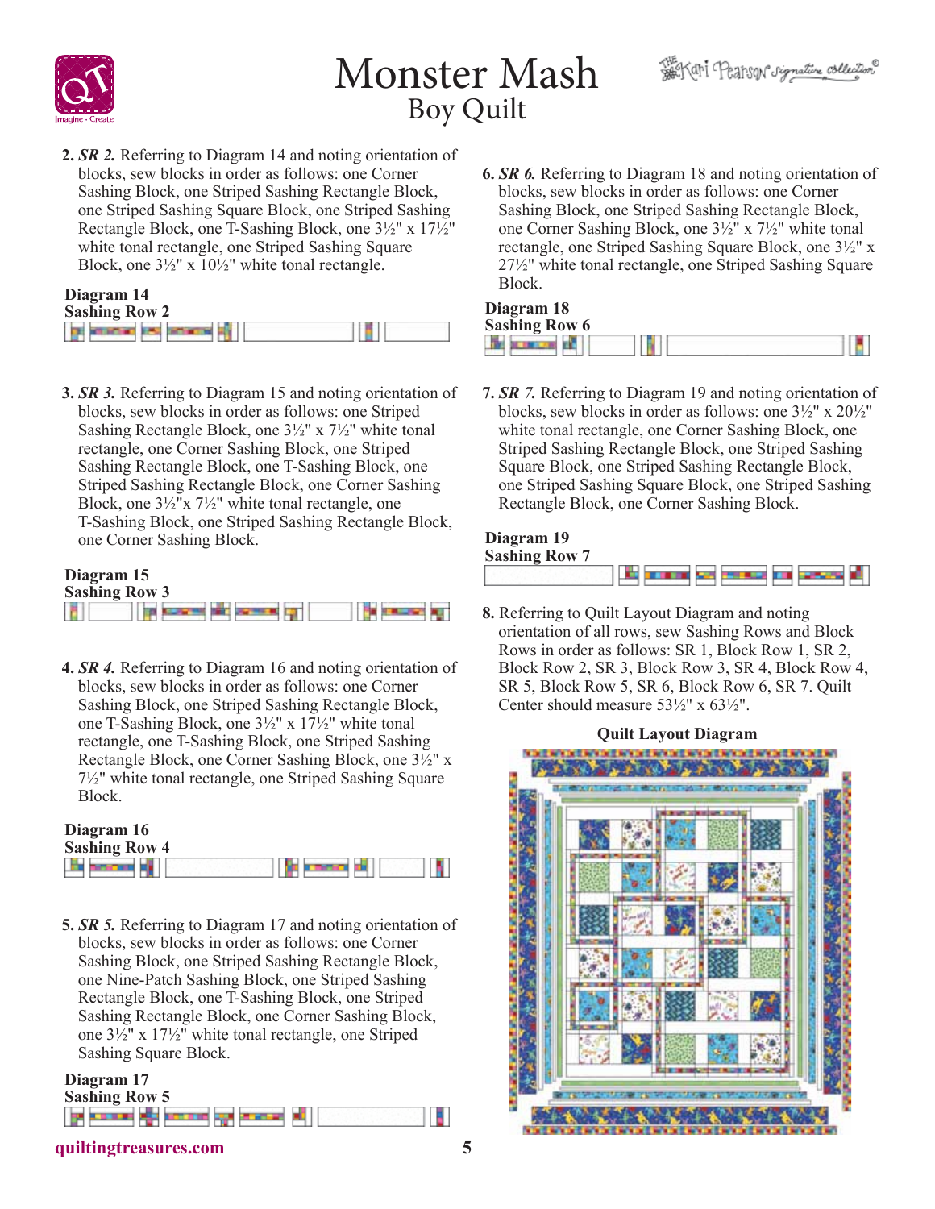2. ***SR 2.*** Referring to Diagram 14 and noting orientation of blocks, sew blocks in order as follows: one Corner Sashing Block, one Striped Sashing Rectangle Block, one Striped Sashing Square Block, one Striped Sashing Rectangle Block, one T-Sashing Block, one 3½" x 17½" white tonal rectangle, one Striped Sashing Square Block, one 3½" x 10½" white tonal rectangle.

**Diagram 14**
**Sashing Row 2**

3. ***SR 3.*** Referring to Diagram 15 and noting orientation of blocks, sew blocks in order as follows: one Striped Sashing Rectangle Block, one 3½" x 7½" white tonal rectangle, one Corner Sashing Block, one Striped Sashing Rectangle Block, one T-Sashing Block, one Striped Sashing Rectangle Block, one Corner Sashing Block, one 3½"x 7½" white tonal rectangle, one T-Sashing Block, one Striped Sashing Rectangle Block, one Corner Sashing Block.

**Diagram 15**
**Sashing Row 3**

4. ***SR 4.*** Referring to Diagram 16 and noting orientation of blocks, sew blocks in order as follows: one Corner Sashing Block, one Striped Sashing Rectangle Block, one T-Sashing Block, one 3½" x 17½" white tonal rectangle, one T-Sashing Block, one Striped Sashing Rectangle Block, one Corner Sashing Block, one 3½" x 7½" white tonal rectangle, one Striped Sashing Square Block.

**Diagram 16**
**Sashing Row 4**

5. ***SR 5.*** Referring to Diagram 17 and noting orientation of blocks, sew blocks in order as follows: one Corner Sashing Block, one Striped Sashing Rectangle Block, one Nine-Patch Sashing Block, one Striped Sashing Rectangle Block, one T-Sashing Block, one Striped Sashing Rectangle Block, one Corner Sashing Block, one 3½" x 17½" white tonal rectangle, one Striped Sashing Square Block.

**Diagram 17**
**Sashing Row 5**

6. ***SR 6.*** Referring to Diagram 18 and noting orientation of blocks, sew blocks in order as follows: one Corner Sashing Block, one Striped Sashing Rectangle Block, one Corner Sashing Block, one 3½" x 7½" white tonal rectangle, one Striped Sashing Square Block, one 3½" x 27½" white tonal rectangle, one Striped Sashing Square Block.

**Diagram 18**
**Sashing Row 6**

7. ***SR 7.*** Referring to Diagram 19 and noting orientation of blocks, sew blocks in order as follows: one 3½" x 20½" white tonal rectangle, one Corner Sashing Block, one Striped Sashing Rectangle Block, one Striped Sashing Square Block, one Striped Sashing Rectangle Block, one Striped Sashing Square Block, one Striped Sashing Rectangle Block, one Corner Sashing Block.

**Diagram 19**
**Sashing Row 7**

8. Referring to Quilt Layout Diagram and noting orientation of all rows, sew Sashing Rows and Block Rows in order as follows: SR 1, Block Row 1, SR 2, Block Row 2, SR 3, Block Row 3, SR 4, Block Row 4, SR 5, Block Row 5, SR 6, Block Row 6, SR 7. Quilt Center should measure 53½" x 63½".

**Quilt Layout Diagram**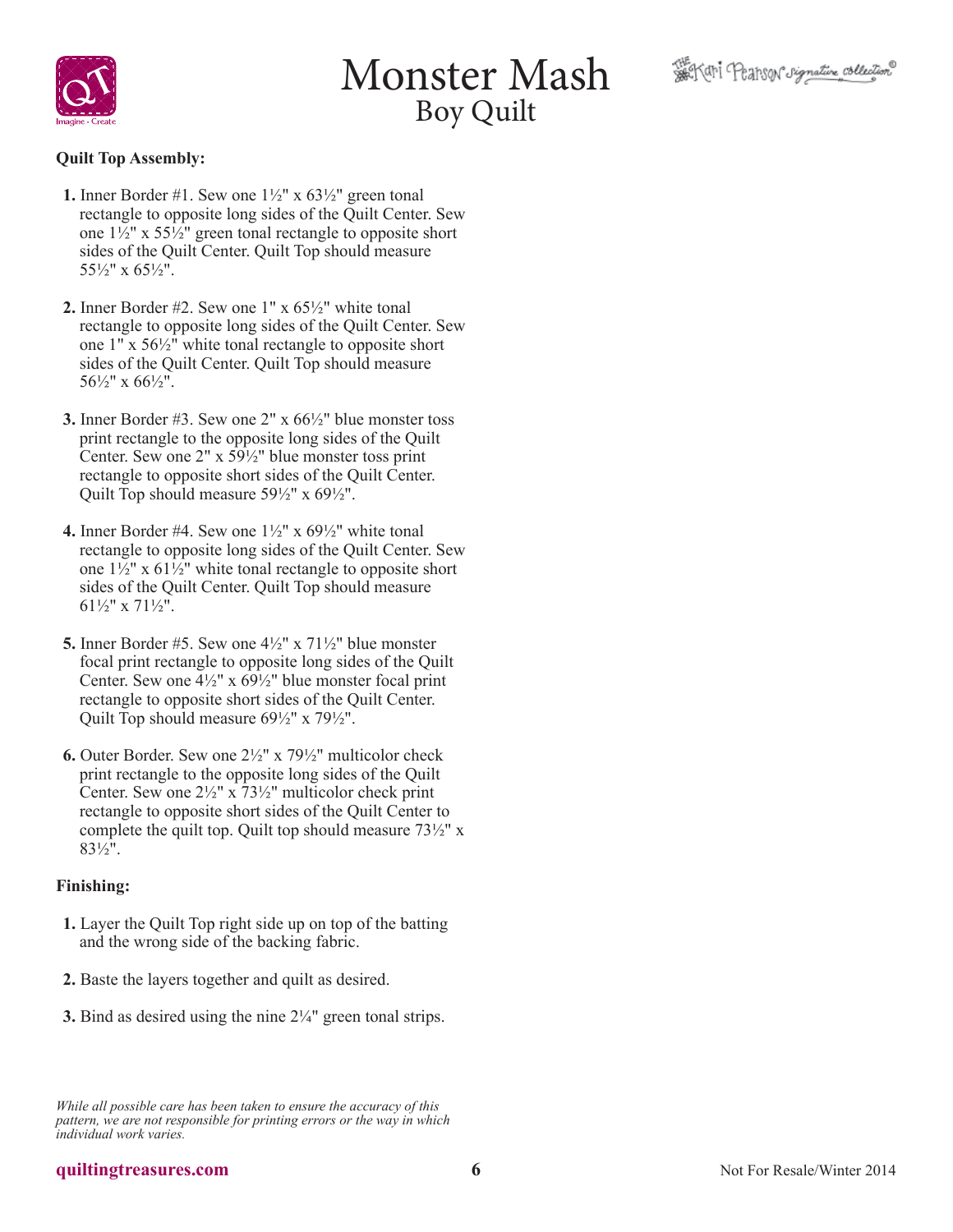# Monster Mash
## Boy Quilt

### Quilt Top Assembly:

1. Inner Border #1. Sew one 1½" x 63½" green tonal rectangle to opposite long sides of the Quilt Center. Sew one 1½" x 55½" green tonal rectangle to opposite short sides of the Quilt Center. Quilt Top should measure 55½" x 65½".

2. Inner Border #2. Sew one 1" x 65½" white tonal rectangle to opposite long sides of the Quilt Center. Sew one 1" x 56½" white tonal rectangle to opposite short sides of the Quilt Center. Quilt Top should measure 56½" x 66½".

3. Inner Border #3. Sew one 2" x 66½" blue monster toss print rectangle to the opposite long sides of the Quilt Center. Sew one 2" x 59½" blue monster toss print rectangle to opposite short sides of the Quilt Center. Quilt Top should measure 59½" x 69½".

4. Inner Border #4. Sew one 1½" x 69½" white tonal rectangle to opposite long sides of the Quilt Center. Sew one 1½" x 61½" white tonal rectangle to opposite short sides of the Quilt Center. Quilt Top should measure 61½" x 71½".

5. Inner Border #5. Sew one 4½" x 71½" blue monster focal print rectangle to opposite long sides of the Quilt Center. Sew one 4½" x 69½" blue monster focal print rectangle to opposite short sides of the Quilt Center. Quilt Top should measure 69½" x 79½".

6. Outer Border. Sew one 2½" x 79½" multicolor check print rectangle to the opposite long sides of the Quilt Center. Sew one 2½" x 73½" multicolor check print rectangle to opposite short sides of the Quilt Center to complete the quilt top. Quilt top should measure 73½" x 83½".

### Finishing:

1. Layer the Quilt Top right side up on top of the batting and the wrong side of the backing fabric.

2. Baste the layers together and quilt as desired.

3. Bind as desired using the nine 2¼" green tonal strips.

*While all possible care has been taken to ensure the accuracy of this pattern, we are not responsible for printing errors or the way in which individual work varies.*